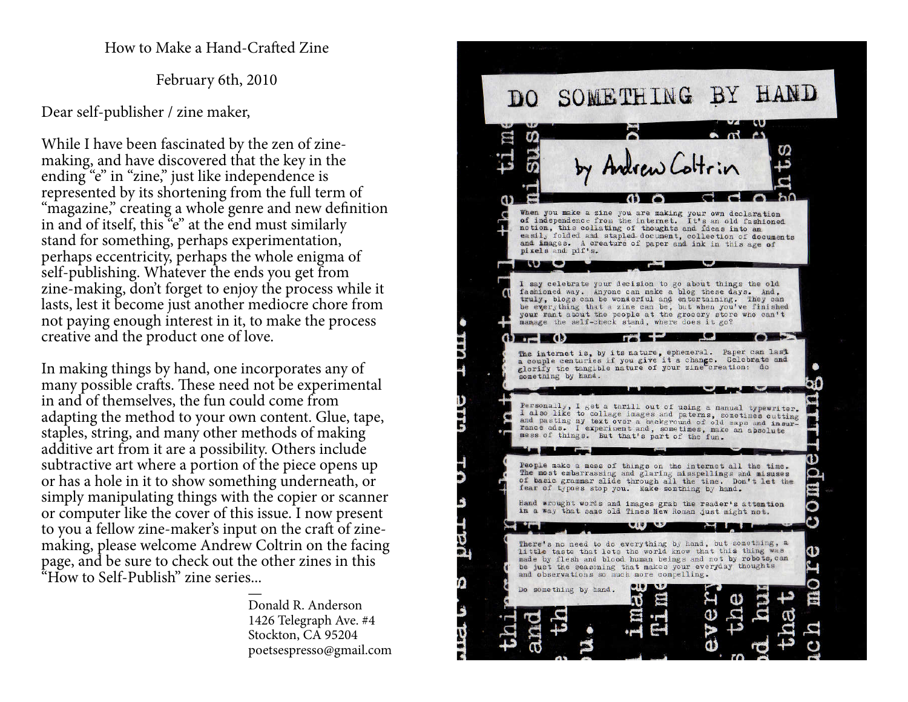# How to Make a Hand-Crafted Zine

February 6th, 2010

Dear self-publisher / zine maker,

While I have been fascinated by the zen of zine-making, and have discovered that the key in the ending "e" in "zine," just like independence is represented by its shortening from the full term of "magazine," creating a whole genre and new definition in and of itself, this "e" at the end must similarly stand for something, perhaps experimentation, perhaps eccentricity, perhaps the whole enigma of self-publishing. Whatever the ends you get from zine-making, don't forget to enjoy the process while it lasts, lest it become just another mediocre chore from not paying enough interest in it, to make the process creative and the product one of love.

In making things by hand, one incorporates any of many possible crafts. These need not be experimental in and of themselves, the fun could come from adapting the method to your own content. Glue, tape, staples, string, and many other methods of making additive art from it are a possibility. Others include subtractive art where a portion of the piece opens up or has a hole in it to show something underneath, or simply manipulating things with the copier or scanner or computer like the cover of this issue. I now present to you a fellow zine-maker's input on the craft of zine-making, please welcome Andrew Coltrin on the facing page, and be sure to check out the other zines in this "How to Self-Publish" zine series...

—
Donald R. Anderson
1426 Telegraph Ave. #4
Stockton, CA 95204
poetsespresso@gmail.com

# DO SOMETHING BY HAND

by Andrew Coltrin

When you make a zine you are making your own declaration of independence from the internet. It's an old fashioned notion, this collating of thoughts and ideas into an easily folded and stapled document, collection of documents and images. A creature of paper and ink in this age of pixels and pdf's.

I say celebrate your decision to go about things the old fashioned way. Anyone can make a blog these days. And, truly, blogs can be wonderful and entertaining. They can be everything that a zine can be, but when you've finished your rant about the people at the grocery store who can't manage the self-check stand, where does it go?

The internet is, by its nature, ephemeral. Paper can last a couple centuries if you give it a change. Celebrate and glorify the tangible nature of your zine creation: do something by hand.

Personally, I get a thrill out of using a manual typewriter. I also like to collage images and paterns, sometimes cutting and pasting my text over a background of old maps and insurance ads. I experiment and, sometimes, make an absolute mess of things. But that's part of the fun.

People make a mess of things on the internet all the time. The most embarrassing and glaring misspellings and misuses of basic grammar slide through all the time. Don't let the fear of typoes stop you. Make somthing by hand.

Hand wrought words and images grab the reader's attention in a way that same old Times New Roman just might not.

There's no need to do everything by hand, but something, a little taste that lets the world know that this thing was made by flesh and blood human beings and not by robots, can be just the seasoning that makes your everyday thoughts and observations so much more compelling.

Do something by hand.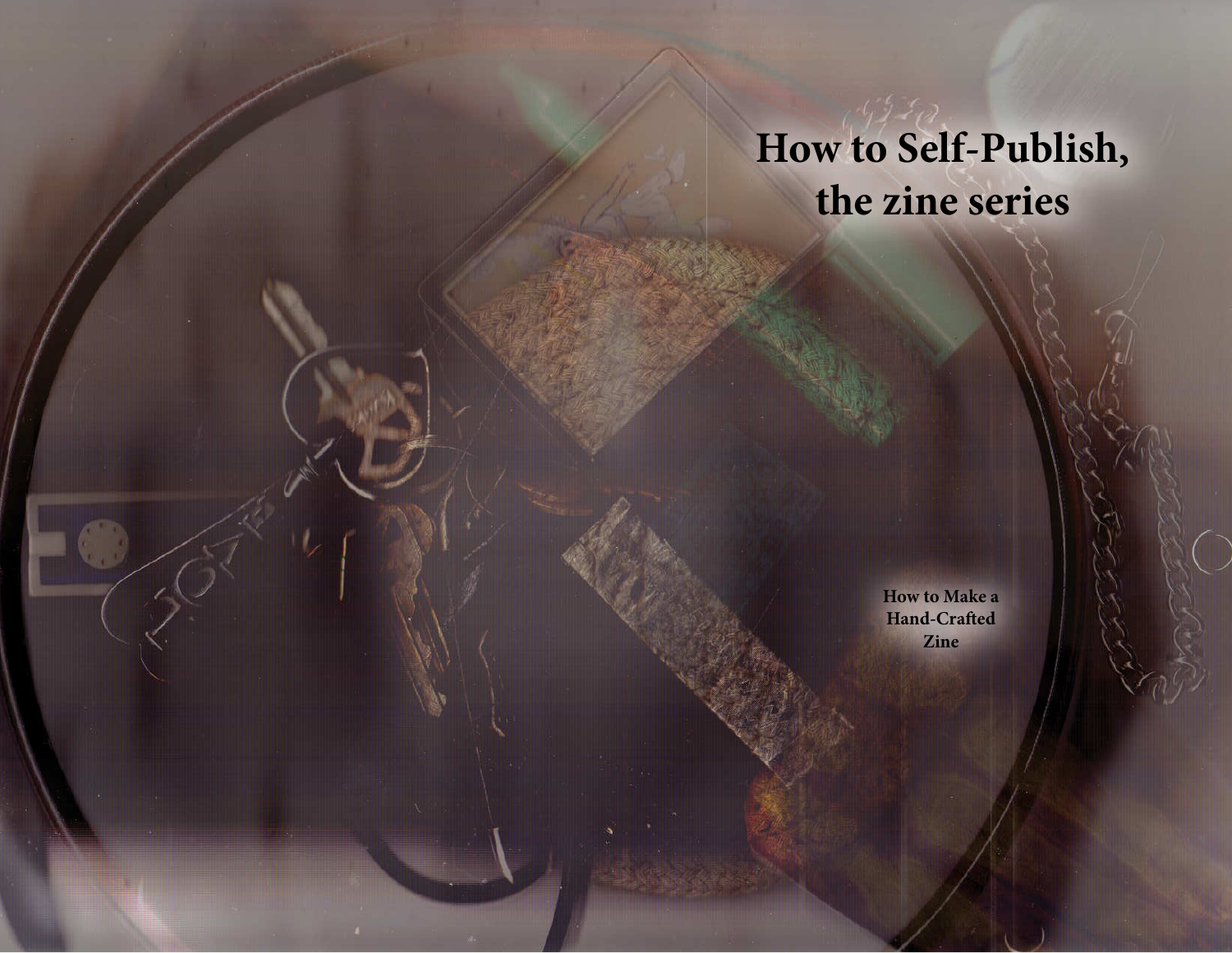# How to Self-Publish, the zine series

**How to Make a Hand-Crafted Zine**